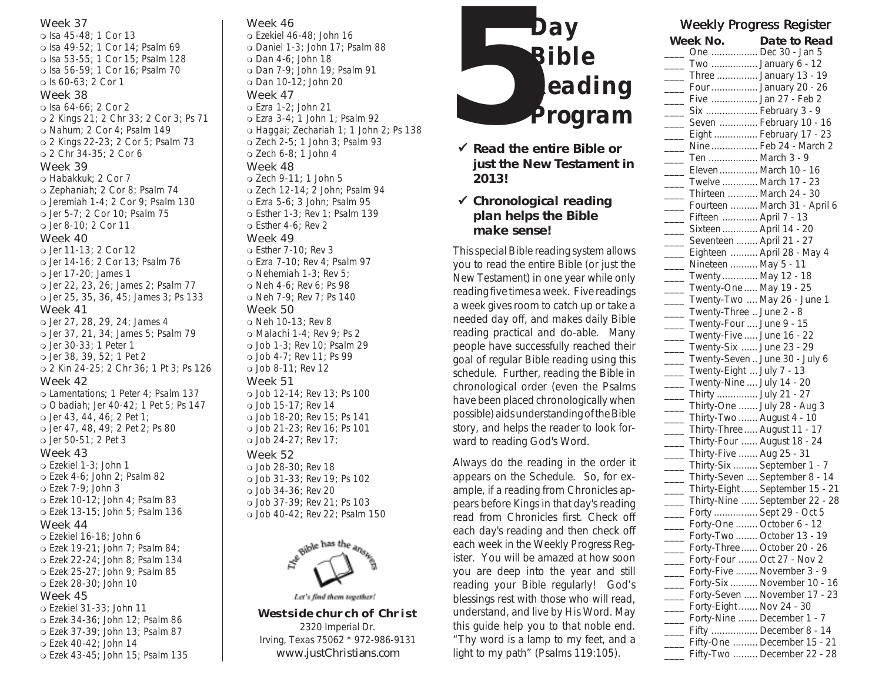Week 37

- ❍ Isa 45-48; 1 Cor 13
- ❍ Isa 49-52; 1 Cor 14; Psalm 69
- ❍ Isa 53-55; 1 Cor 15; Psalm 128
- ❍ Isa 56-59; 1 Cor 16; Psalm 70
- ❍ Is 60-63; 2 Cor 1

Week 38

- ❍ Isa 64-66; 2 Cor 2
- ❍ 2 Kings 21; 2 Chr 33; 2 Cor 3; Ps 71
- ❍ Nahum; 2 Cor 4; Psalm 149
- ❍ 2 Kings 22-23; 2 Cor 5; Psalm 73
- ❍ 2 Chr 34-35; 2 Cor 6

Week 39

- ❍ Habakkuk; 2 Cor 7
- ❍ Zephaniah; 2 Cor 8; Psalm 74
- ❍ Jeremiah 1-4; 2 Cor 9; Psalm 130
- ❍ Jer 5-7; 2 Cor 10; Psalm 75
- ❍ Jer 8-10; 2 Cor 11

Week 40

- ❍ Jer 11-13; 2 Cor 12
- ❍ Jer 14-16; 2 Cor 13; Psalm 76
- ❍ Jer 17-20; James 1
- ❍ Jer 22, 23, 26; James 2; Psalm 77
- ❍ Jer 25, 35, 36, 45; James 3; Ps 133

Week 41

- ❍ Jer 27, 28, 29, 24; James 4
- ❍ Jer 37, 21, 34; James 5; Psalm 79
- ❍ Jer 30-33; 1 Peter 1
- ❍ Jer 38, 39, 52; 1 Pet 2
- ❍ 2 Kin 24-25; 2 Chr 36; 1 Pt 3; Ps 126

Week 42

- ❍ Lamentations; 1 Peter 4; Psalm 137
- ❍ Obadiah; Jer 40-42; 1 Pet 5; Ps 147
- ❍ Jer 43, 44, 46; 2 Pet 1;
- ❍ Jer 47, 48, 49; 2 Pet 2; Ps 80
- ❍ Jer 50-51; 2 Pet 3

Week 43

- ❍ Ezekiel 1-3; John 1
- ❍ Ezek 4-6; John 2; Psalm 82
- ❍ Ezek 7-9; John 3
- ❍ Ezek 10-12; John 4; Psalm 83
- ❍ Ezek 13-15; John 5; Psalm 136

Week 44

- ❍ Ezekiel 16-18; John 6
- ❍ Ezek 19-21; John 7; Psalm 84;
- ❍ Ezek 22-24; John 8; Psalm 134
- ❍ Ezek 25-27; John 9; Psalm 85
- ❍ Ezek 28-30; John 10

Week 45

- ❍ Ezekiel 31-33; John 11
- ❍ Ezek 34-36; John 12; Psalm 86
- ❍ Ezek 37-39; John 13; Psalm 87
- ❍ Ezek 40-42; John 14
- ❍ Ezek 43-45; John 15; Psalm 135

Week 46

- ❍ Ezekiel 46-48; John 16
- ❍ Daniel 1-3; John 17; Psalm 88
- ❍ Dan 4-6; John 18
- ❍ Dan 7-9; John 19; Psalm 91
- ❍ Dan 10-12; John 20

Week 47

- ❍ Ezra 1-2; John 21
- ❍ Ezra 3-4; 1 John 1; Psalm 92
- ❍ Haggai; Zechariah 1; 1 John 2; Ps 138
- ❍ Zech 2-5; 1 John 3; Psalm 93
- ❍ Zech 6-8; 1 John 4

Week 48

- ❍ Zech 9-11; 1 John 5
- ❍ Zech 12-14; 2 John; Psalm 94
- ❍ Ezra 5-6; 3 John; Psalm 95
- ❍ Esther 1-3; Rev 1; Psalm 139
- ❍ Esther 4-6; Rev 2

Week 49

- ❍ Esther 7-10; Rev 3
- ❍ Ezra 7-10; Rev 4; Psalm 97
- ❍ Nehemiah 1-3; Rev 5;
- ❍ Neh 4-6; Rev 6; Ps 98
- ❍ Neh 7-9; Rev 7; Ps 140

Week 50

- ❍ Neh 10-13; Rev 8
- ❍ Malachi 1-4; Rev 9; Ps 2
- ❍ Job 1-3; Rev 10; Psalm 29
- ❍ Job 4-7; Rev 11; Ps 99
- ❍ Job 8-11; Rev 12

Week 51

- ❍ Job 12-14; Rev 13; Ps 100
- ❍ Job 15-17; Rev 14
- ❍ Job 18-20; Rev 15; Ps 141
- ❍ Job 21-23; Rev 16; Ps 101
- ❍ Job 24-27; Rev 17;

Week 52

- ❍ Job 28-30; Rev 18
- ❍ Job 31-33; Rev 19; Ps 102
- ❍ Job 34-36; Rev 20
- ❍ Job 37-39; Rev 21; Ps 103
- ❍ Job 40-42; Rev 22; Psalm 150

The Bible has the answers

*Let's find them together!*

**Westside church of Christ**
2320 Imperial Dr.
Irving, Texas 75062 * 972-986-9131
www.justChristians.com

# 5 Day Bible Reading Program

- ✓ **Read the entire Bible or just the New Testament in 2013!**
- ✓ **Chronological reading plan helps the Bible make sense!**

This special Bible reading system allows you to read the entire Bible (or just the New Testament) in one year while only reading five times a week. Five readings a week gives room to catch up or take a needed day off, and makes daily Bible reading practical and do-able. Many people have successfully reached their goal of regular Bible reading using this schedule. Further, reading the Bible in chronological order (even the Psalms have been placed chronologically when possible) aids understanding of the Bible story, and helps the reader to look forward to reading God's Word.

Always do the reading in the order it appears on the Schedule. So, for example, if a reading from Chronicles appears before Kings in that day's reading read from Chronicles first. Check off each day's reading and then check off each week in the Weekly Progress Register. You will be amazed at how soon you are deep into the year and still reading your Bible regularly! God's blessings rest with those who will read, understand, and live by His Word. May this guide help you to that noble end. "Thy word is a lamp to my feet, and a light to my path" (Psalms 119:105).

## Weekly Progress Register

| | Week No. | Date to Read |
|---|---|---|
| ____ | One | Dec 30 - Jan 5 |
| ____ | Two | January 6 - 12 |
| ____ | Three | January 13 - 19 |
| ____ | Four | January 20 - 26 |
| ____ | Five | Jan 27 - Feb 2 |
| ____ | Six | February 3 - 9 |
| ____ | Seven | February 10 - 16 |
| ____ | Eight | February 17 - 23 |
| ____ | Nine | Feb 24 - March 2 |
| ____ | Ten | March 3 - 9 |
| ____ | Eleven | March 10 - 16 |
| ____ | Twelve | March 17 - 23 |
| ____ | Thirteen | March 24 - 30 |
| ____ | Fourteen | March 31 - April 6 |
| ____ | Fifteen | April 7 - 13 |
| ____ | Sixteen | April 14 - 20 |
| ____ | Seventeen | April 21 - 27 |
| ____ | Eighteen | April 28 - May 4 |
| ____ | Nineteen | May 5 - 11 |
| ____ | Twenty | May 12 - 18 |
| ____ | Twenty-One | May 19 - 25 |
| ____ | Twenty-Two | May 26 - June 1 |
| ____ | Twenty-Three | June 2 - 8 |
| ____ | Twenty-Four | June 9 - 15 |
| ____ | Twenty-Five | June 16 - 22 |
| ____ | Twenty-Six | June 23 - 29 |
| ____ | Twenty-Seven | June 30 - July 6 |
| ____ | Twenty-Eight | July 7 - 13 |
| ____ | Twenty-Nine | July 14 - 20 |
| ____ | Thirty | July 21 - 27 |
| ____ | Thirty-One | July 28 - Aug 3 |
| ____ | Thirty-Two | August 4 - 10 |
| ____ | Thirty-Three | August 11 - 17 |
| ____ | Thirty-Four | August 18 - 24 |
| ____ | Thirty-Five | Aug 25 - 31 |
| ____ | Thirty-Six | September 1 - 7 |
| ____ | Thirty-Seven | September 8 - 14 |
| ____ | Thirty-Eight | September 15 - 21 |
| ____ | Thirty-Nine | September 22 - 28 |
| ____ | Forty | Sept 29 - Oct 5 |
| ____ | Forty-One | October 6 - 12 |
| ____ | Forty-Two | October 13 - 19 |
| ____ | Forty-Three | October 20 - 26 |
| ____ | Forty-Four | Oct 27 - Nov 2 |
| ____ | Forty-Five | November 3 - 9 |
| ____ | Forty-Six | November 10 - 16 |
| ____ | Forty-Seven | November 17 - 23 |
| ____ | Forty-Eight | Nov 24 - 30 |
| ____ | Forty-Nine | December 1 - 7 |
| ____ | Fifty | December 8 - 14 |
| ____ | Fifty-One | December 15 - 21 |
| ____ | Fifty-Two | December 22 - 28 |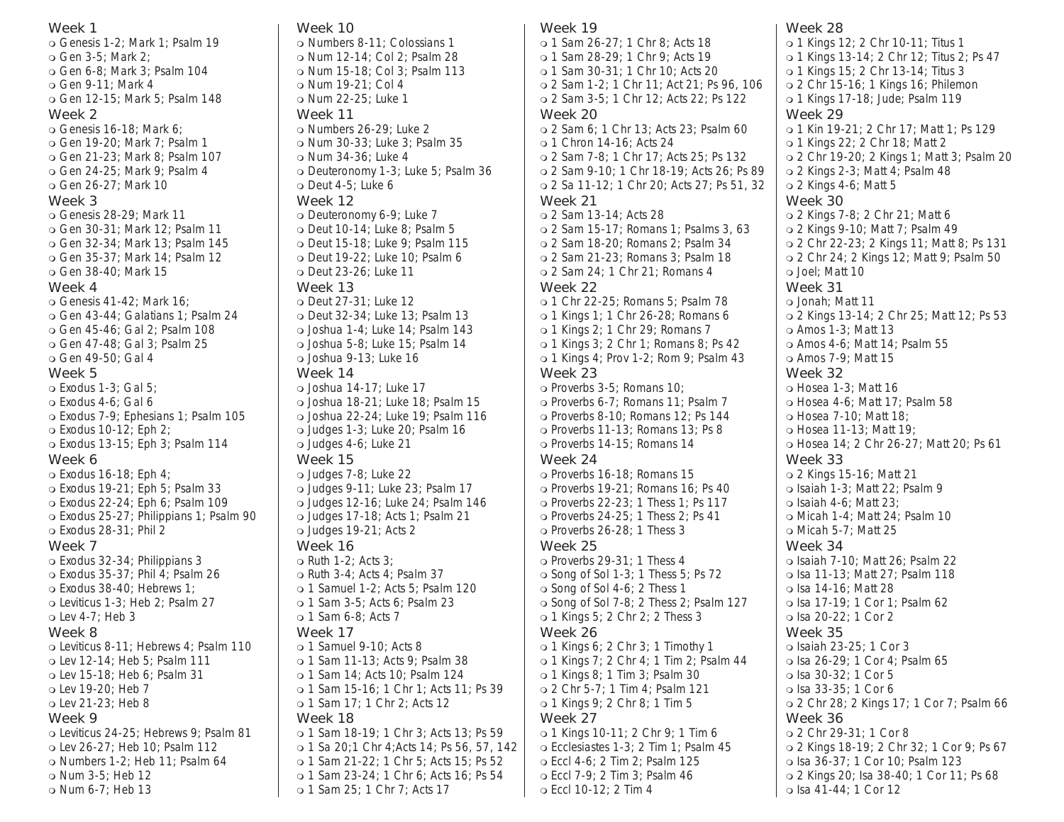## Week 1

- ❍ Genesis 1-2; Mark 1; Psalm 19
- ❍ Gen 3-5; Mark 2;
- ❍ Gen 6-8; Mark 3; Psalm 104
- ❍ Gen 9-11; Mark 4
- ❍ Gen 12-15; Mark 5; Psalm 148

## Week 2

- ❍ Genesis 16-18; Mark 6;
- ❍ Gen 19-20; Mark 7; Psalm 1
- ❍ Gen 21-23; Mark 8; Psalm 107
- ❍ Gen 24-25; Mark 9; Psalm 4
- ❍ Gen 26-27; Mark 10

## Week 3

- ❍ Genesis 28-29; Mark 11
- ❍ Gen 30-31; Mark 12; Psalm 11
- ❍ Gen 32-34; Mark 13; Psalm 145
- ❍ Gen 35-37; Mark 14; Psalm 12
- ❍ Gen 38-40; Mark 15

## Week 4

- ❍ Genesis 41-42; Mark 16;
- ❍ Gen 43-44; Galatians 1; Psalm 24
- ❍ Gen 45-46; Gal 2; Psalm 108
- ❍ Gen 47-48; Gal 3; Psalm 25
- ❍ Gen 49-50; Gal 4

## Week 5

- ❍ Exodus 1-3; Gal 5;
- ❍ Exodus 4-6; Gal 6
- ❍ Exodus 7-9; Ephesians 1; Psalm 105
- ❍ Exodus 10-12; Eph 2;
- ❍ Exodus 13-15; Eph 3; Psalm 114

## Week 6

- ❍ Exodus 16-18; Eph 4;
- ❍ Exodus 19-21; Eph 5; Psalm 33
- ❍ Exodus 22-24; Eph 6; Psalm 109
- ❍ Exodus 25-27; Philippians 1; Psalm 90
- ❍ Exodus 28-31; Phil 2

## Week 7

- ❍ Exodus 32-34; Philippians 3
- ❍ Exodus 35-37; Phil 4; Psalm 26
- ❍ Exodus 38-40; Hebrews 1;
- ❍ Leviticus 1-3; Heb 2; Psalm 27
- ❍ Lev 4-7; Heb 3

## Week 8

- ❍ Leviticus 8-11; Hebrews 4; Psalm 110
- ❍ Lev 12-14; Heb 5; Psalm 111
- ❍ Lev 15-18; Heb 6; Psalm 31
- ❍ Lev 19-20; Heb 7
- ❍ Lev 21-23; Heb 8

## Week 9

- ❍ Leviticus 24-25; Hebrews 9; Psalm 81
- ❍ Lev 26-27; Heb 10; Psalm 112
- ❍ Numbers 1-2; Heb 11; Psalm 64
- ❍ Num 3-5; Heb 12
- ❍ Num 6-7; Heb 13

## Week 10

- ❍ Numbers 8-11; Colossians 1
- ❍ Num 12-14; Col 2; Psalm 28
- ❍ Num 15-18; Col 3; Psalm 113
- ❍ Num 19-21; Col 4
- ❍ Num 22-25; Luke 1

## Week 11

- ❍ Numbers 26-29; Luke 2
- ❍ Num 30-33; Luke 3; Psalm 35
- ❍ Num 34-36; Luke 4
- ❍ Deuteronomy 1-3; Luke 5; Psalm 36
- ❍ Deut 4-5; Luke 6

## Week 12

- ❍ Deuteronomy 6-9; Luke 7
- ❍ Deut 10-14; Luke 8; Psalm 5
- ❍ Deut 15-18; Luke 9; Psalm 115
- ❍ Deut 19-22; Luke 10; Psalm 6
- ❍ Deut 23-26; Luke 11

## Week 13

- ❍ Deut 27-31; Luke 12
- ❍ Deut 32-34; Luke 13; Psalm 13
- ❍ Joshua 1-4; Luke 14; Psalm 143
- ❍ Joshua 5-8; Luke 15; Psalm 14
- ❍ Joshua 9-13; Luke 16

## Week 14

- ❍ Joshua 14-17; Luke 17
- ❍ Joshua 18-21; Luke 18; Psalm 15
- ❍ Joshua 22-24; Luke 19; Psalm 116
- ❍ Judges 1-3; Luke 20; Psalm 16
- ❍ Judges 4-6; Luke 21

## Week 15

- ❍ Judges 7-8; Luke 22
- ❍ Judges 9-11; Luke 23; Psalm 17
- ❍ Judges 12-16; Luke 24; Psalm 146
- ❍ Judges 17-18; Acts 1; Psalm 21
- ❍ Judges 19-21; Acts 2

## Week 16

- ❍ Ruth 1-2; Acts 3;
- ❍ Ruth 3-4; Acts 4; Psalm 37
- ❍ 1 Samuel 1-2; Acts 5; Psalm 120
- ❍ 1 Sam 3-5; Acts 6; Psalm 23
- ❍ 1 Sam 6-8; Acts 7

## Week 17

- ❍ 1 Samuel 9-10; Acts 8
- ❍ 1 Sam 11-13; Acts 9; Psalm 38
- ❍ 1 Sam 14; Acts 10; Psalm 124
- ❍ 1 Sam 15-16; 1 Chr 1; Acts 11; Ps 39
- ❍ 1 Sam 17; 1 Chr 2; Acts 12

## Week 18

- ❍ 1 Sam 18-19; 1 Chr 3; Acts 13; Ps 59
- ❍ 1 Sa 20;1 Chr 4;Acts 14; Ps 56, 57, 142
- ❍ 1 Sam 21-22; 1 Chr 5; Acts 15; Ps 52
- ❍ 1 Sam 23-24; 1 Chr 6; Acts 16; Ps 54
- ❍ 1 Sam 25; 1 Chr 7; Acts 17

## Week 19

- ❍ 1 Sam 26-27; 1 Chr 8; Acts 18
- ❍ 1 Sam 28-29; 1 Chr 9; Acts 19
- ❍ 1 Sam 30-31; 1 Chr 10; Acts 20
- ❍ 2 Sam 1-2; 1 Chr 11; Act 21; Ps 96, 106
- ❍ 2 Sam 3-5; 1 Chr 12; Acts 22; Ps 122

## Week 20

- ❍ 2 Sam 6; 1 Chr 13; Acts 23; Psalm 60
- ❍ 1 Chron 14-16; Acts 24
- ❍ 2 Sam 7-8; 1 Chr 17; Acts 25; Ps 132
- ❍ 2 Sam 9-10; 1 Chr 18-19; Acts 26; Ps 89
- ❍ 2 Sa 11-12; 1 Chr 20; Acts 27; Ps 51, 32

## Week 21

- ❍ 2 Sam 13-14; Acts 28
- ❍ 2 Sam 15-17; Romans 1; Psalms 3, 63
- ❍ 2 Sam 18-20; Romans 2; Psalm 34
- ❍ 2 Sam 21-23; Romans 3; Psalm 18
- ❍ 2 Sam 24; 1 Chr 21; Romans 4

## Week 22

- ❍ 1 Chr 22-25; Romans 5; Psalm 78
- ❍ 1 Kings 1; 1 Chr 26-28; Romans 6
- ❍ 1 Kings 2; 1 Chr 29; Romans 7
- ❍ 1 Kings 3; 2 Chr 1; Romans 8; Ps 42
- ❍ 1 Kings 4; Prov 1-2; Rom 9; Psalm 43

## Week 23

- ❍ Proverbs 3-5; Romans 10;
- ❍ Proverbs 6-7; Romans 11; Psalm 7
- ❍ Proverbs 8-10; Romans 12; Ps 144
- ❍ Proverbs 11-13; Romans 13; Ps 8
- ❍ Proverbs 14-15; Romans 14

## Week 24

- ❍ Proverbs 16-18; Romans 15
- ❍ Proverbs 19-21; Romans 16; Ps 40
- ❍ Proverbs 22-23; 1 Thess 1; Ps 117
- ❍ Proverbs 24-25; 1 Thess 2; Ps 41
- ❍ Proverbs 26-28; 1 Thess 3

## Week 25

- ❍ Proverbs 29-31; 1 Thess 4
- ❍ Song of Sol 1-3; 1 Thess 5; Ps 72
- ❍ Song of Sol 4-6; 2 Thess 1
- ❍ Song of Sol 7-8; 2 Thess 2; Psalm 127
- ❍ 1 Kings 5; 2 Chr 2; 2 Thess 3

## Week 26

- ❍ 1 Kings 6; 2 Chr 3; 1 Timothy 1
- ❍ 1 Kings 7; 2 Chr 4; 1 Tim 2; Psalm 44
- ❍ 1 Kings 8; 1 Tim 3; Psalm 30
- ❍ 2 Chr 5-7; 1 Tim 4; Psalm 121
- ❍ 1 Kings 9; 2 Chr 8; 1 Tim 5

## Week 27

- ❍ 1 Kings 10-11; 2 Chr 9; 1 Tim 6
- ❍ Ecclesiastes 1-3; 2 Tim 1; Psalm 45
- ❍ Eccl 4-6; 2 Tim 2; Psalm 125
- ❍ Eccl 7-9; 2 Tim 3; Psalm 46
- ❍ Eccl 10-12; 2 Tim 4

## Week 28

- ❍ 1 Kings 12; 2 Chr 10-11; Titus 1
- ❍ 1 Kings 13-14; 2 Chr 12; Titus 2; Ps 47
- ❍ 1 Kings 15; 2 Chr 13-14; Titus 3
- ❍ 2 Chr 15-16; 1 Kings 16; Philemon
- ❍ 1 Kings 17-18; Jude; Psalm 119

## Week 29

- ❍ 1 Kin 19-21; 2 Chr 17; Matt 1; Ps 129
- ❍ 1 Kings 22; 2 Chr 18; Matt 2
- ❍ 2 Chr 19-20; 2 Kings 1; Matt 3; Psalm 20
- ❍ 2 Kings 2-3; Matt 4; Psalm 48
- ❍ 2 Kings 4-6; Matt 5

## Week 30

- ❍ 2 Kings 7-8; 2 Chr 21; Matt 6
- ❍ 2 Kings 9-10; Matt 7; Psalm 49
- ❍ 2 Chr 22-23; 2 Kings 11; Matt 8; Ps 131
- ❍ 2 Chr 24; 2 Kings 12; Matt 9; Psalm 50
- ❍ Joel; Matt 10

## Week 31

- ❍ Jonah; Matt 11
- ❍ 2 Kings 13-14; 2 Chr 25; Matt 12; Ps 53
- ❍ Amos 1-3; Matt 13
- ❍ Amos 4-6; Matt 14; Psalm 55
- ❍ Amos 7-9; Matt 15

## Week 32

- ❍ Hosea 1-3; Matt 16
- ❍ Hosea 4-6; Matt 17; Psalm 58
- ❍ Hosea 7-10; Matt 18;
- ❍ Hosea 11-13; Matt 19;
- ❍ Hosea 14; 2 Chr 26-27; Matt 20; Ps 61

## Week 33

- ❍ 2 Kings 15-16; Matt 21
- ❍ Isaiah 1-3; Matt 22; Psalm 9
- ❍ Isaiah 4-6; Matt 23;
- ❍ Micah 1-4; Matt 24; Psalm 10
- ❍ Micah 5-7; Matt 25

## Week 34

- ❍ Isaiah 7-10; Matt 26; Psalm 22
- ❍ Isa 11-13; Matt 27; Psalm 118
- ❍ Isa 14-16; Matt 28
- ❍ Isa 17-19; 1 Cor 1; Psalm 62
- ❍ Isa 20-22; 1 Cor 2

## Week 35

- ❍ Isaiah 23-25; 1 Cor 3
- ❍ Isa 26-29; 1 Cor 4; Psalm 65
- ❍ Isa 30-32; 1 Cor 5
- ❍ Isa 33-35; 1 Cor 6
- ❍ 2 Chr 28; 2 Kings 17; 1 Cor 7; Psalm 66

## Week 36

- ❍ 2 Chr 29-31; 1 Cor 8
- ❍ 2 Kings 18-19; 2 Chr 32; 1 Cor 9; Ps 67
- ❍ Isa 36-37; 1 Cor 10; Psalm 123
- ❍ 2 Kings 20; Isa 38-40; 1 Cor 11; Ps 68
- ❍ Isa 41-44; 1 Cor 12